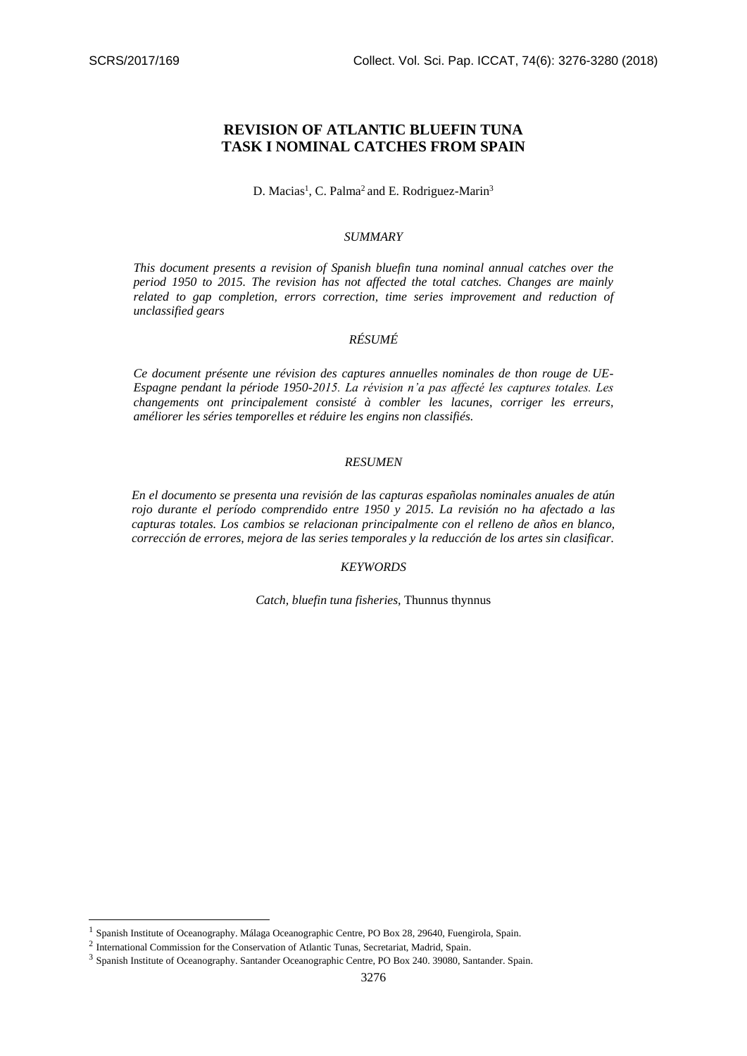# REVISION OF ATLANTIC BLUEFIN TUNA TASK I NOMINAL CATCHES FROM SPAIN

D. Macias[1], C. Palma[2] and E. Rodriguez-Marin[3]

## *SUMMARY*

*This document presents a revision of Spanish bluefin tuna nominal annual catches over the period 1950 to 2015. The revision has not affected the total catches. Changes are mainly related to gap completion, errors correction, time series improvement and reduction of unclassified gears*

## *RÉSUMÉ*

*Ce document présente une révision des captures annuelles nominales de thon rouge de UE-Espagne pendant la période 1950-2015. La révision n'a pas affecté les captures totales. Les changements ont principalement consisté à combler les lacunes, corriger les erreurs, améliorer les séries temporelles et réduire les engins non classifiés.*

## *RESUMEN*

*En el documento se presenta una revisión de las capturas españolas nominales anuales de atún rojo durante el período comprendido entre 1950 y 2015. La revisión no ha afectado a las capturas totales. Los cambios se relacionan principalmente con el relleno de años en blanco, corrección de errores, mejora de las series temporales y la reducción de los artes sin clasificar.*

## *KEYWORDS*

*Catch, bluefin tuna fisheries,* Thunnus thynnus

---

[1] Spanish Institute of Oceanography. Málaga Oceanographic Centre, PO Box 28, 29640, Fuengirola, Spain.

[2] International Commission for the Conservation of Atlantic Tunas, Secretariat, Madrid, Spain.

[3] Spanish Institute of Oceanography. Santander Oceanographic Centre, PO Box 240. 39080, Santander. Spain.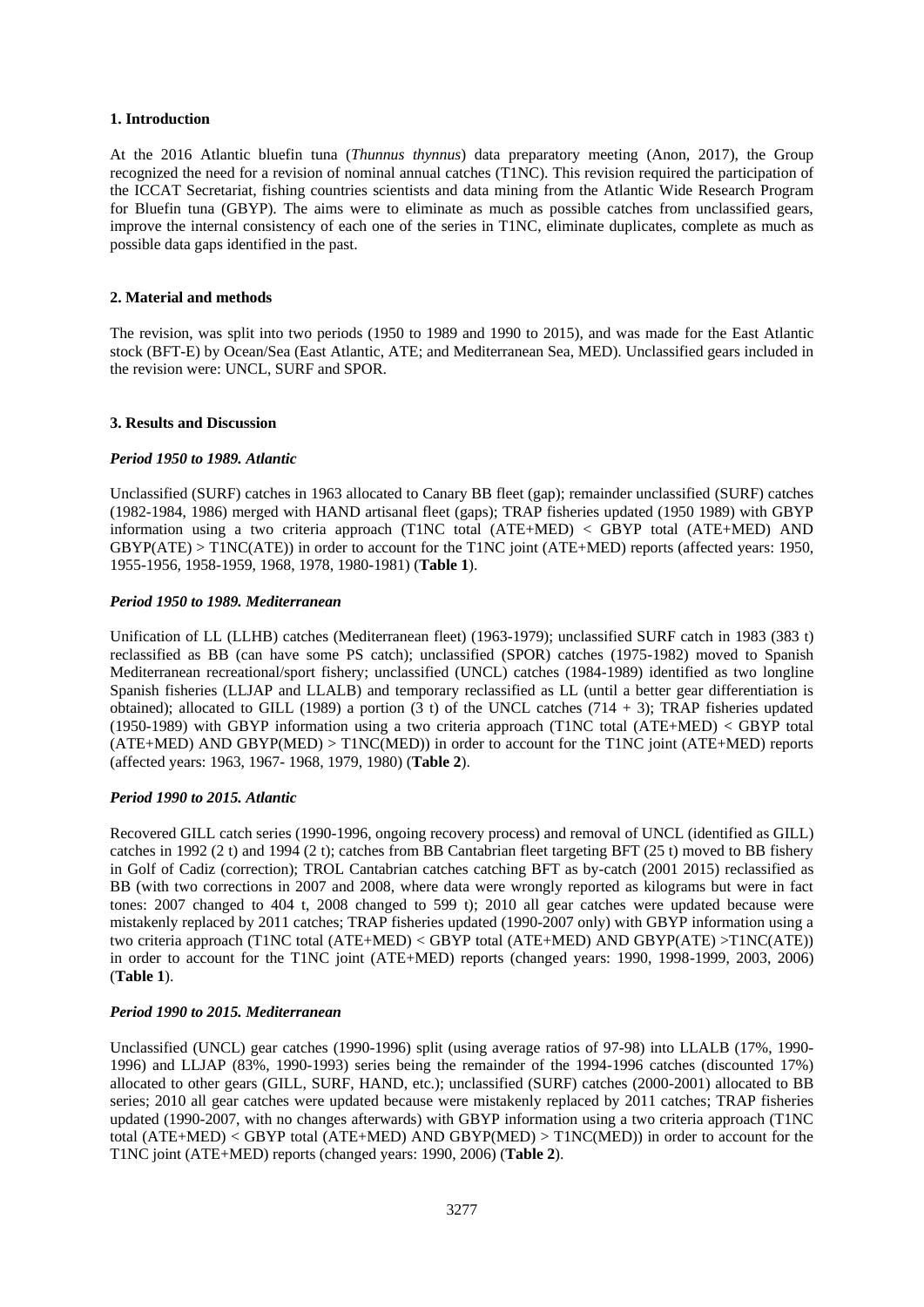## 1. Introduction

At the 2016 Atlantic bluefin tuna (*Thunnus thynnus*) data preparatory meeting (Anon, 2017), the Group recognized the need for a revision of nominal annual catches (T1NC). This revision required the participation of the ICCAT Secretariat, fishing countries scientists and data mining from the Atlantic Wide Research Program for Bluefin tuna (GBYP). The aims were to eliminate as much as possible catches from unclassified gears, improve the internal consistency of each one of the series in T1NC, eliminate duplicates, complete as much as possible data gaps identified in the past.

## 2. Material and methods

The revision, was split into two periods (1950 to 1989 and 1990 to 2015), and was made for the East Atlantic stock (BFT-E) by Ocean/Sea (East Atlantic, ATE; and Mediterranean Sea, MED). Unclassified gears included in the revision were: UNCL, SURF and SPOR.

## 3. Results and Discussion

### *Period 1950 to 1989. Atlantic*

Unclassified (SURF) catches in 1963 allocated to Canary BB fleet (gap); remainder unclassified (SURF) catches (1982-1984, 1986) merged with HAND artisanal fleet (gaps); TRAP fisheries updated (1950 1989) with GBYP information using a two criteria approach (T1NC total (ATE+MED) < GBYP total (ATE+MED) AND GBYP(ATE) > T1NC(ATE)) in order to account for the T1NC joint (ATE+MED) reports (affected years: 1950, 1955-1956, 1958-1959, 1968, 1978, 1980-1981) (**Table 1**).

### *Period 1950 to 1989. Mediterranean*

Unification of LL (LLHB) catches (Mediterranean fleet) (1963-1979); unclassified SURF catch in 1983 (383 t) reclassified as BB (can have some PS catch); unclassified (SPOR) catches (1975-1982) moved to Spanish Mediterranean recreational/sport fishery; unclassified (UNCL) catches (1984-1989) identified as two longline Spanish fisheries (LLJAP and LLALB) and temporary reclassified as LL (until a better gear differentiation is obtained); allocated to GILL (1989) a portion (3 t) of the UNCL catches (714 + 3); TRAP fisheries updated (1950-1989) with GBYP information using a two criteria approach (T1NC total (ATE+MED) < GBYP total (ATE+MED) AND GBYP(MED) > T1NC(MED)) in order to account for the T1NC joint (ATE+MED) reports (affected years: 1963, 1967- 1968, 1979, 1980) (**Table 2**).

### *Period 1990 to 2015. Atlantic*

Recovered GILL catch series (1990-1996, ongoing recovery process) and removal of UNCL (identified as GILL) catches in 1992 (2 t) and 1994 (2 t); catches from BB Cantabrian fleet targeting BFT (25 t) moved to BB fishery in Golf of Cadiz (correction); TROL Cantabrian catches catching BFT as by-catch (2001 2015) reclassified as BB (with two corrections in 2007 and 2008, where data were wrongly reported as kilograms but were in fact tones: 2007 changed to 404 t, 2008 changed to 599 t); 2010 all gear catches were updated because were mistakenly replaced by 2011 catches; TRAP fisheries updated (1990-2007 only) with GBYP information using a two criteria approach (T1NC total (ATE+MED) < GBYP total (ATE+MED) AND GBYP(ATE) >T1NC(ATE)) in order to account for the T1NC joint (ATE+MED) reports (changed years: 1990, 1998-1999, 2003, 2006) (**Table 1**).

### *Period 1990 to 2015. Mediterranean*

Unclassified (UNCL) gear catches (1990-1996) split (using average ratios of 97-98) into LLALB (17%, 1990-1996) and LLJAP (83%, 1990-1993) series being the remainder of the 1994-1996 catches (discounted 17%) allocated to other gears (GILL, SURF, HAND, etc.); unclassified (SURF) catches (2000-2001) allocated to BB series; 2010 all gear catches were updated because were mistakenly replaced by 2011 catches; TRAP fisheries updated (1990-2007, with no changes afterwards) with GBYP information using a two criteria approach (T1NC total (ATE+MED) < GBYP total (ATE+MED) AND GBYP(MED) > T1NC(MED)) in order to account for the T1NC joint (ATE+MED) reports (changed years: 1990, 2006) (**Table 2**).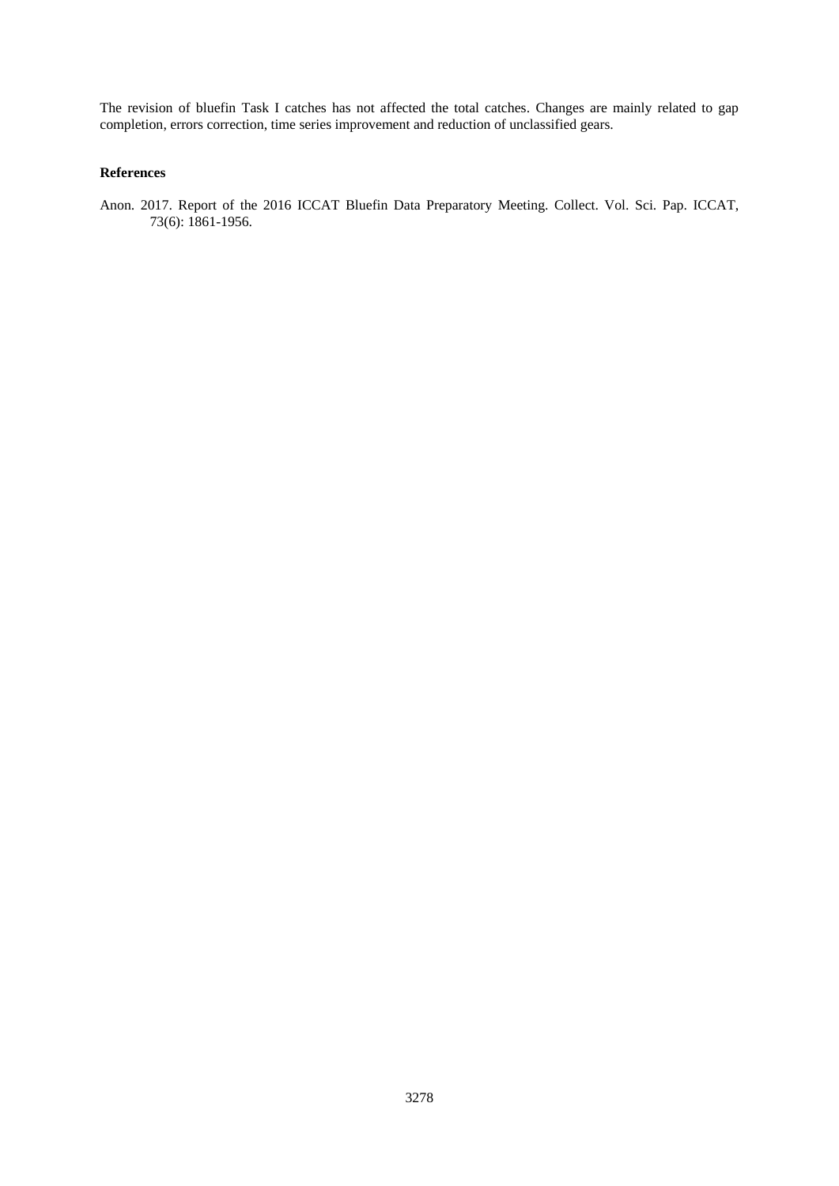The revision of bluefin Task I catches has not affected the total catches. Changes are mainly related to gap completion, errors correction, time series improvement and reduction of unclassified gears.

## References

Anon. 2017. Report of the 2016 ICCAT Bluefin Data Preparatory Meeting. Collect. Vol. Sci. Pap. ICCAT, 73(6): 1861-1956.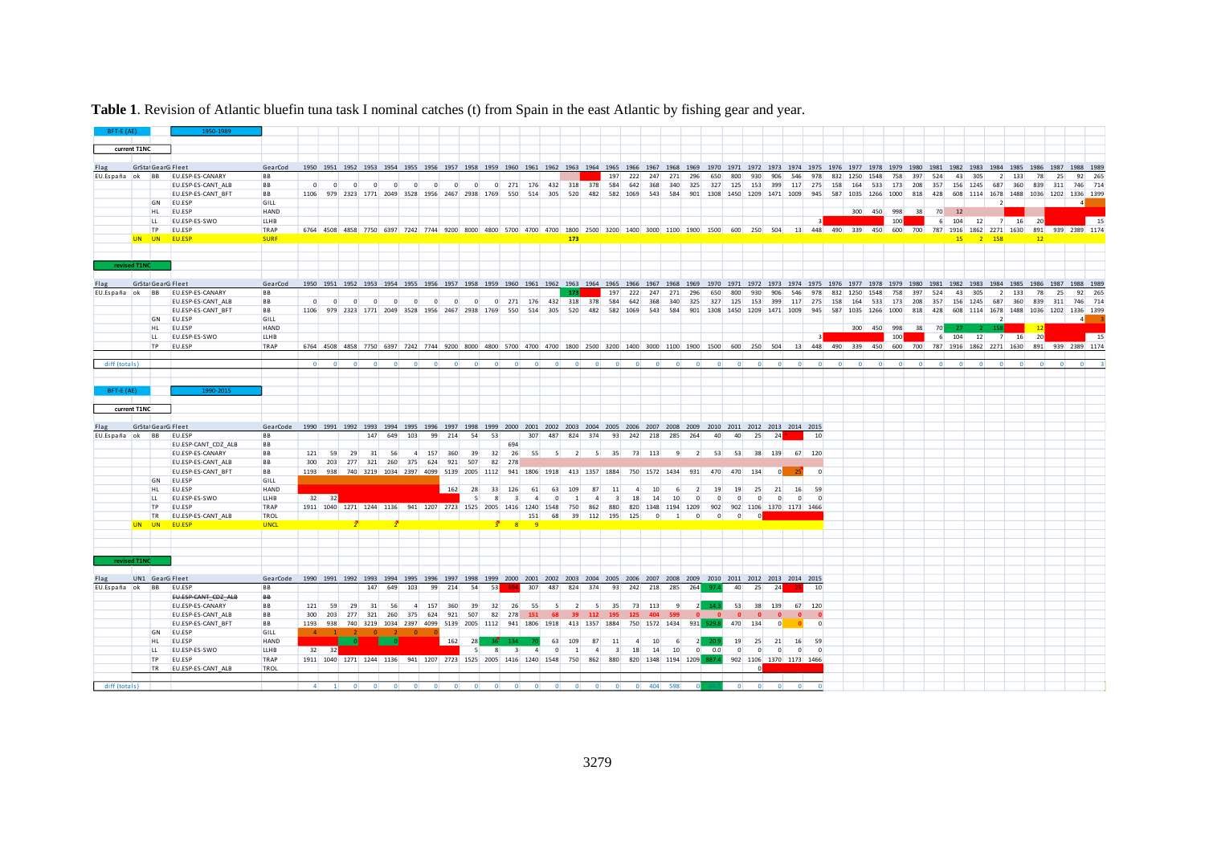**Table 1**. Revision of Atlantic bluefin tuna task I nominal catches (t) from Spain in the east Atlantic by fishing gear and year.

**BFT-E (AE)** 1950-1989

**current T1NC**

| Flag | GrSta | GearG | Fleet | GearCod | 1950 | 1951 | 1952 | 1953 | 1954 | 1955 | 1956 | 1957 | 1958 | 1959 | 1960 | 1961 | 1962 | 1963 | 1964 | 1965 | 1966 | 1967 | 1968 | 1969 | 1970 | 1971 | 1972 | 1973 | 1974 | 1975 | 1976 | 1977 | 1978 | 1979 | 1980 | 1981 | 1982 | 1983 | 1984 | 1985 | 1986 | 1987 | 1988 | 1989 |
|---|---|---|---|---|---|---|---|---|---|---|---|---|---|---|---|---|---|---|---|---|---|---|---|---|---|---|---|---|---|---|---|---|---|---|---|---|---|---|---|---|---|---|---|---|
| EU.España | ok | BB | EU.ESP-ES-CANARY | BB | | | | | | | | | | | | | | | | 197 | 222 | 247 | 271 | 296 | 650 | 800 | 930 | 906 | 546 | 978 | 832 | 1250 | 1548 | 758 | 397 | 524 | 43 | 305 | 2 | 133 | 78 | 25 | 92 | 265 |
| | | | EU.ESP-ES-CANT_ALB | BB | 0 | 0 | 0 | 0 | 0 | 0 | 0 | 0 | 0 | 0 | 271 | 176 | 432 | 318 | 378 | 584 | 642 | 368 | 340 | 325 | 327 | 125 | 153 | 399 | 117 | 275 | 158 | 164 | 533 | 173 | 208 | 357 | 156 | 1245 | 687 | 360 | 839 | 311 | 746 | 714 |
| | | | EU.ESP-ES-CANT_BFT | BB | 1106 | 979 | 2323 | 1771 | 2049 | 3528 | 1956 | 2467 | 2938 | 1769 | 550 | 514 | 305 | 520 | 482 | 582 | 1069 | 543 | 584 | 901 | 1308 | 1450 | 1209 | 1471 | 1009 | 945 | 587 | 1035 | 1266 | 1000 | 818 | 428 | 608 | 1114 | 1678 | 1488 | 1036 | 1202 | 1336 | 1399 |
| | | GN | EU.ESP | GILL | | | | | | | | | | | | | | | | | | | | | | | | | | | | | | | | | | | 2 | | | | 4 | |
| | | HL | EU.ESP | HAND | | | | | | | | | | | | | | | | | | | | | | | | | | | | 300 | 450 | 998 | 38 | 70 | 12 | | | | | | | |
| | | LL | EU.ESP-ES-SWO | LLHB | | | | | | | | | | | | | | | | | | | | | | | | | | 3 | | | | 100 | | 6 | 104 | 12 | 7 | 16 | 20 | | | 15 |
| | | TP | EU.ESP | TRAP | 6764 | 4508 | 4858 | 7750 | 6397 | 7242 | 7744 | 9200 | 8000 | 4800 | 5700 | 4700 | 4700 | 1800 | 2500 | 3200 | 1400 | 3000 | 1100 | 1900 | 1500 | 600 | 250 | 504 | 13 | 448 | 490 | 339 | 450 | 600 | 700 | 787 | 1916 | 1862 | 2271 | 1630 | 891 | 939 | 2389 | 1174 |
| | UN | UN | EU.ESP | SURF | | | | | | | | | | | | | | 173 | | | | | | | | | | | | | | | | | | | 15 | 2 | 158 | | 12 | | | |

**revised T1NC**

| Flag | GrSta | GearG | Fleet | GearCod | 1950 | 1951 | 1952 | 1953 | 1954 | 1955 | 1956 | 1957 | 1958 | 1959 | 1960 | 1961 | 1962 | 1963 | 1964 | 1965 | 1966 | 1967 | 1968 | 1969 | 1970 | 1971 | 1972 | 1973 | 1974 | 1975 | 1976 | 1977 | 1978 | 1979 | 1980 | 1981 | 1982 | 1983 | 1984 | 1985 | 1986 | 1987 | 1988 | 1989 |
|---|---|---|---|---|---|---|---|---|---|---|---|---|---|---|---|---|---|---|---|---|---|---|---|---|---|---|---|---|---|---|---|---|---|---|---|---|---|---|---|---|---|---|---|---|
| EU.España | ok | BB | EU.ESP-ES-CANARY | BB | | | | | | | | | | | | | | 173 | | 197 | 222 | 247 | 271 | 296 | 650 | 800 | 930 | 906 | 546 | 978 | 832 | 1250 | 1548 | 758 | 397 | 524 | 43 | 305 | 2 | 133 | 78 | 25 | 92 | 265 |
| | | | EU.ESP-ES-CANT_ALB | BB | 0 | 0 | 0 | 0 | 0 | 0 | 0 | 0 | 0 | 0 | 271 | 176 | 432 | 318 | 378 | 584 | 642 | 368 | 340 | 325 | 327 | 125 | 153 | 399 | 117 | 275 | 158 | 164 | 533 | 173 | 208 | 357 | 156 | 1245 | 687 | 360 | 839 | 311 | 746 | 714 |
| | | | EU.ESP-ES-CANT_BFT | BB | 1106 | 979 | 2323 | 1771 | 2049 | 3528 | 1956 | 2467 | 2938 | 1769 | 550 | 514 | 305 | 520 | 482 | 582 | 1069 | 543 | 584 | 901 | 1308 | 1450 | 1209 | 1471 | 1009 | 945 | 587 | 1035 | 1266 | 1000 | 818 | 428 | 608 | 1114 | 1678 | 1488 | 1036 | 1202 | 1336 | 1399 |
| | | GN | EU.ESP | GILL | | | | | | | | | | | | | | | | | | | | | | | | | | | | | | | | | | | 2 | | | | 4 | 3 |
| | | HL | EU.ESP | HAND | | | | | | | | | | | | | | | | | | | | | | | | | | | | 300 | 450 | 998 | 38 | 70 | 27 | 2 | 158 | | 12 | | | |
| | | LL | EU.ESP-ES-SWO | LLHB | | | | | | | | | | | | | | | | | | | | | | | | | | 3 | | | | 100 | | 6 | 104 | 12 | 7 | 16 | 20 | | | 15 |
| | | TP | EU.ESP | TRAP | 6764 | 4508 | 4858 | 7750 | 6397 | 7242 | 7744 | 9200 | 8000 | 4800 | 5700 | 4700 | 4700 | 1800 | 2500 | 3200 | 1400 | 3000 | 1100 | 1900 | 1500 | 600 | 250 | 504 | 13 | 448 | 490 | 339 | 450 | 600 | 700 | 787 | 1916 | 1862 | 2271 | 1630 | 891 | 939 | 2389 | 1174 |
| diff (totals) | | | | | 0 | 0 | 0 | 0 | 0 | 0 | 0 | 0 | 0 | 0 | 0 | 0 | 0 | 0 | 0 | 0 | 0 | 0 | 0 | 0 | 0 | 0 | 0 | 0 | 0 | 0 | 0 | 0 | 0 | 0 | 0 | 0 | 0 | 0 | 0 | 0 | 0 | 0 | 0 | 3 |

**BFT-E (AE)** 1990-2015

**current T1NC**

| Flag | GrSta | GearG | Fleet | GearCode | 1990 | 1991 | 1992 | 1993 | 1994 | 1995 | 1996 | 1997 | 1998 | 1999 | 2000 | 2001 | 2002 | 2003 | 2004 | 2005 | 2006 | 2007 | 2008 | 2009 | 2010 | 2011 | 2012 | 2013 | 2014 | 2015 |
|---|---|---|---|---|---|---|---|---|---|---|---|---|---|---|---|---|---|---|---|---|---|---|---|---|---|---|---|---|---|---|
| EU.España | ok | BB | EU.ESP | BB | | | | 147 | 649 | 103 | 99 | 214 | 54 | 53 | | 307 | 487 | 824 | 374 | 93 | 242 | 218 | 285 | 264 | 40 | 40 | 25 | 24 | | 10 |
| | | | EU.ESP-CANT_CDZ_ALB | BB | | | | | | | | | | | 694 | | | | | | | | | | | | | | | |
| | | | EU.ESP-ES-CANARY | BB | 121 | 59 | 29 | 31 | 56 | 4 | 157 | 360 | 39 | 32 | 26 | 55 | 5 | 2 | 5 | 35 | 73 | 113 | 9 | 2 | 53 | 53 | 38 | 139 | 67 | 120 |
| | | | EU.ESP-ES-CANT_ALB | BB | 300 | 203 | 277 | 321 | 260 | 375 | 624 | 921 | 507 | 82 | 278 | | | | | | | | | | | | | | | |
| | | | EU.ESP-ES-CANT_BFT | BB | 1193 | 938 | 740 | 3219 | 1034 | 2397 | 4099 | 5139 | 2005 | 1112 | 941 | 1806 | 1918 | 413 | 1357 | 1884 | 750 | 1572 | 1434 | 931 | 470 | 470 | 134 | 0 | 25 | 0 |
| | | GN | EU.ESP | GILL | | | | | | | | | | | | | | | | | | | | | | | | | | |
| | | HL | EU.ESP | HAND | | | | | | | | 162 | 28 | 33 | 126 | 61 | 63 | 109 | 87 | 11 | 4 | 10 | 6 | 2 | 19 | 19 | 25 | 21 | 16 | 59 |
| | | LL | EU.ESP-ES-SWO | LLHB | 32 | 32 | | | | | | | 5 | 8 | 3 | 4 | 0 | 1 | 4 | 3 | 18 | 14 | 10 | 0 | 0 | 0 | 0 | 0 | 0 | 0 |
| | | TP | EU.ESP | TRAP | 1911 | 1040 | 1271 | 1244 | 1136 | 941 | 1207 | 2723 | 1525 | 2005 | 1416 | 1240 | 1548 | 750 | 862 | 880 | 820 | 1348 | 1194 | 1209 | 902 | 902 | 1106 | 1370 | 1173 | 1466 |
| | | TR | EU.ESP-ES-CANT_ALB | TROL | | | | | | | | | | | | 151 | 68 | 39 | 112 | 195 | 125 | 0 | 1 | 0 | 0 | 0 | | | | |
| | UN | UN | EU.ESP | UNCL | | | 2 | | 2 | | | | | 3 | 8 | 9 | | | | | | | | | | | | | | |

**revised T1NC**

| Flag | UN1 | GearG | Fleet | GearCode | 1990 | 1991 | 1992 | 1993 | 1994 | 1995 | 1996 | 1997 | 1998 | 1999 | 2000 | 2001 | 2002 | 2003 | 2004 | 2005 | 2006 | 2007 | 2008 | 2009 | 2010 | 2011 | 2012 | 2013 | 2014 | 2015 |
|---|---|---|---|---|---|---|---|---|---|---|---|---|---|---|---|---|---|---|---|---|---|---|---|---|---|---|---|---|---|---|
| EU.España | ok | BB | EU.ESP | BB | | | | 147 | 649 | 103 | 99 | 214 | 54 | 53 | 694 | 307 | 487 | 824 | 374 | 93 | 242 | 218 | 285 | 264 | 97.4 | 40 | 25 | 24 | 25 | 10 |
| | | | ~~EU.ESP-CANT_CDZ_ALB~~ | ~~BB~~ | | | | | | | | | | | | | | | | | | | | | | | | | | |
| | | | EU.ESP-ES-CANARY | BB | 121 | 59 | 29 | 31 | 56 | 4 | 157 | 360 | 39 | 32 | 26 | 55 | 5 | 2 | 5 | 35 | 73 | 113 | 9 | 2 | 14.3 | 53 | 38 | 139 | 67 | 120 |
| | | | EU.ESP-ES-CANT_ALB | BB | 300 | 203 | 277 | 321 | 260 | 375 | 624 | 921 | 507 | 82 | 278 | 151 | 68 | 39 | 112 | 195 | 125 | 404 | 599 | 0 | 0 | 0 | 0 | 0 | 0 | 0 |
| | | | EU.ESP-ES-CANT_BFT | BB | 1193 | 938 | 740 | 3219 | 1034 | 2397 | 4099 | 5139 | 2005 | 1112 | 941 | 1806 | 1918 | 413 | 1357 | 1884 | 750 | 1572 | 1434 | 931 | 529.8 | 470 | 134 | 0 | 0 | 0 |
| | | GN | EU.ESP | GILL | 4 | 1 | 2 | 0 | 2 | 0 | 0 | | | | | | | | | | | | | | | | | | | |
| | | HL | EU.ESP | HAND | | | 0 | | 0 | | | 162 | 28 | 36 | 134 | 70 | 63 | 109 | 87 | 11 | 4 | 10 | 6 | 2 | 20.9 | 19 | 25 | 21 | 16 | 59 |
| | | LL | EU.ESP-ES-SWO | LLHB | 32 | 32 | | | | | | | 5 | 8 | 3 | 4 | 0 | 1 | 4 | 3 | 18 | 14 | 10 | 0 | 0.0 | 0 | 0 | 0 | 0 | 0 |
| | | TP | EU.ESP | TRAP | 1911 | 1040 | 1271 | 1244 | 1136 | 941 | 1207 | 2723 | 1525 | 2005 | 1416 | 1240 | 1548 | 750 | 862 | 880 | 820 | 1348 | 1194 | 1209 | 887.4 | 902 | 1106 | 1370 | 1173 | 1466 |
| | | TR | EU.ESP-ES-CANT_ALB | TROL | | | | | | | | | | | | | | | | | | | | | | | 0 | | | |
| diff (totals) | | | | | 4 | 1 | 0 | 0 | 0 | 0 | 0 | 0 | 0 | 0 | 0 | 0 | 0 | 0 | 0 | 0 | 0 | 404 | 598 | 0 | | 0 | 0 | 0 | 0 | 0 |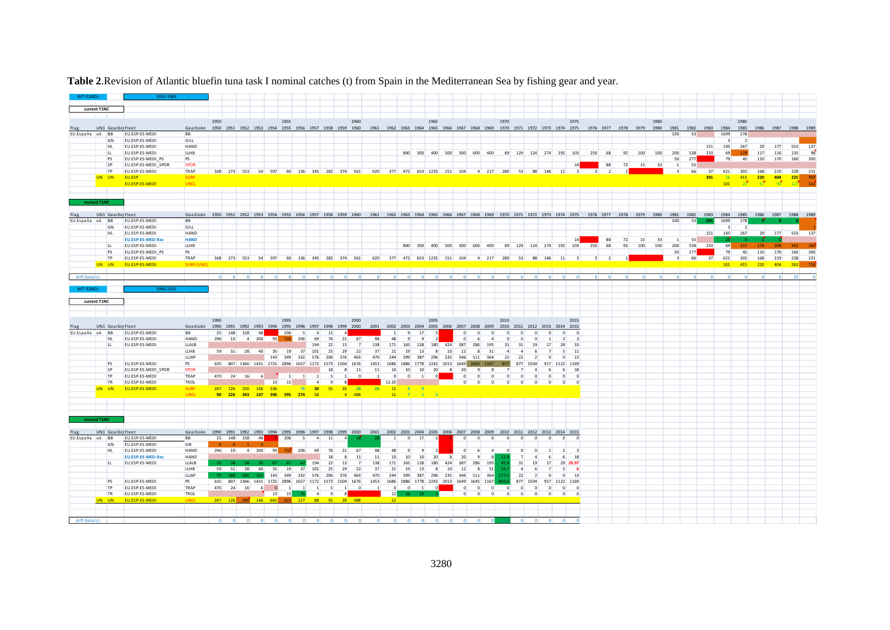**Table 2**.Revision of Atlantic bluefin tuna task I nominal catches (t) from Spain in the Mediterranean Sea by fishing gear and year.

BFT-E(MD) 1950-1989

current T1NC

| Flag | UN1 | GearGrp | Fleet | GearCode | 1950 | 1951 | 1952 | 1953 | 1954 | 1955 | 1956 | 1957 | 1958 | 1959 | 1960 | 1961 | 1962 | 1963 | 1964 | 1965 | 1966 | 1967 | 1968 | 1969 | 1970 | 1971 | 1972 | 1973 | 1974 | 1975 | 1976 | 1977 | 1978 | 1979 | 1980 | 1981 | 1982 | 1983 | 1984 | 1985 | 1986 | 1987 | 1988 | 1989 |
|---|---|---|---|---|---|---|---|---|---|---|---|---|---|---|---|---|---|---|---|---|---|---|---|---|---|---|---|---|---|---|---|---|---|---|---|---|---|---|---|---|---|---|---|---|
| EU.España | ok | BB | EU.ESP-ES-MEDI | BB | | | | | | | | | | | | | | | | | | | | | | | | | | | | | | | | 100 | 53 | | 1699 | 278 | | | | |
| | | GN | EU.ESP-ES-MEDI | GILL | | | | | | | | | | | | | | | | | | | | | | | | | | | | | | | | | | | 3 | 2 | | | | |
| | | HL | EU.ESP-ES-MEDI | HAND | | | | | | | | | | | | | | | | | | | | | | | | | | | | | | | | | | 151 | 145 | 267 | 29 | 177 | 553 | 137 |
| | | LL | EU.ESP-ES-MEDI | LLHB | | | | | | | | | | | | | | 800 | 300 | 400 | 500 | 300 | 600 | 400 | 69 | 129 | 124 | 274 | 192 | 103 | 250 | 68 | 92 | 100 | 100 | 200 | 538 | 233 | 69 | 129 | 117 | 116 | 135 | 98 |
| | | PS | EU.ESP-ES-MEDI_PS | PS | | | | | | | | | | | | | | | | | | | | | | | | | | | | | | | | 50 | 277 | | 79 | 45 | 110 | 170 | 160 | 300 |
| | | SP | EU.ESP-ES-MEDI_SPOR | SPOR | | | | | | | | | | | | | | | | | | | | | | | | | | 14 | | 88 | 72 | 15 | 33 | 1 | 55 | | | | | | | |
| | | TP | EU.ESP-ES-MEDI | TRAP | 168 | 273 | 553 | 54 | 597 | 60 | 136 | 345 | 282 | 374 | 561 | 620 | 377 | 472 | 653 | 1235 | 151 | 104 | 4 | 217 | 280 | 53 | 88 | 146 | 11 | 3 | 3 | 2 | 1 | | | 3 | 66 | 37 | 621 | 302 | 168 | 219 | 228 | 231 |
| | UN | UN | EU.ESP | SURF | | | | | | | | | | | | | | | | | | | | | | | | | | | | | | | | | | 391 | 26 | 415 | 220 | 404 | 225 | 717 |
| | | | EU.ESP-ES-MEDI | UNCL | | | | | | | | | | | | | | | | | | | | | | | | | | | | | | | | | | | 101 | 22 | 57 | 92 | 127 | 162 |

revised T1NC

| Flag | UN1 | GearGrp | Fleet | GearCode | 1950 | 1951 | 1952 | 1953 | 1954 | 1955 | 1956 | 1957 | 1958 | 1959 | 1960 | 1961 | 1962 | 1963 | 1964 | 1965 | 1966 | 1967 | 1968 | 1969 | 1970 | 1971 | 1972 | 1973 | 1974 | 1975 | 1976 | 1977 | 1978 | 1979 | 1980 | 1981 | 1982 | 1983 | 1984 | 1985 | 1986 | 1987 | 1988 | 1989 |
|---|---|---|---|---|---|---|---|---|---|---|---|---|---|---|---|---|---|---|---|---|---|---|---|---|---|---|---|---|---|---|---|---|---|---|---|---|---|---|---|---|---|---|---|---|
| EU.España | ok | BB | EU.ESP-ES-MEDI | BB | | | | | | | | | | | | | | | | | | | | | | | | | | | | | | | | 100 | 53 | 391 | 1699 | 278 | 0 | 0 | 0 | |
| | | GN | EU.ESP-ES-MEDI | GILL | | | | | | | | | | | | | | | | | | | | | | | | | | | | | | | | | | | 3 | 2 | | | | 1 |
| | | HL | EU.ESP-ES-MEDI | HAND | | | | | | | | | | | | | | | | | | | | | | | | | | | | | | | | | | 151 | 145 | 267 | 29 | 177 | 553 | 137 |
| | | | EU.ESP-ES-MED-Rec | HAND | | | | | | | | | | | | | | | | | | | | | | | | | | 14 | | 88 | 72 | 15 | 33 | 1 | 55 | | 26 | 0 | 0 | 0 | | |
| | | LL | EU.ESP-ES-MEDI | LLHB | | | | | | | | | | | | | | 800 | 300 | 400 | 500 | 300 | 600 | 400 | 69 | 129 | 124 | 274 | 192 | 103 | 250 | 68 | 92 | 100 | 100 | 200 | 538 | 233 | 69 | 151 | 174 | 208 | 262 | 260 |
| | | PS | EU.ESP-ES-MEDI_PS | PS | | | | | | | | | | | | | | | | | | | | | | | | | | | | | | | | 50 | 277 | | 79 | 45 | 110 | 170 | 160 | 300 |
| | | TP | EU.ESP-ES-MEDI | TRAP | 168 | 273 | 553 | 54 | 597 | 60 | 136 | 345 | 282 | 374 | 561 | 620 | 377 | 472 | 653 | 1235 | 151 | 104 | 4 | 217 | 280 | 53 | 88 | 146 | 11 | 3 | 3 | 2 | 1 | | | 3 | 66 | 37 | 621 | 302 | 168 | 219 | 228 | 231 |
| | UN | UN | EU.ESP-ES-MEDI | SURF/UNCL | | | | | | | | | | | | | | | | | | | | | | | | | | | | | | | | | | | 101 | 415 | 220 | 404 | 262 | 716 |
| diff (totals) | | | | | 0 | 0 | 0 | 0 | 0 | 0 | 0 | 0 | 0 | 0 | 0 | 0 | 0 | 0 | 0 | 0 | 0 | 0 | 0 | 0 | 0 | 0 | 0 | 0 | 0 | 0 | 0 | 0 | 0 | 0 | 0 | 0 | 0 | 0 | 0 | 0 | 0 | 0 | 37 | 0 |

BFT-E(MD) 1990-2015

current T1NC

| Flag | UN1 | GearGrp | Fleet | GearCode | 1990 | 1991 | 1992 | 1993 | 1994 | 1995 | 1996 | 1997 | 1998 | 1999 | 2000 | 2001 | 2002 | 2003 | 2004 | 2005 | 2006 | 2007 | 2008 | 2009 | 2010 | 2011 | 2012 | 2013 | 2014 | 2015 |
|---|---|---|---|---|---|---|---|---|---|---|---|---|---|---|---|---|---|---|---|---|---|---|---|---|---|---|---|---|---|---|
| EU.España | ok | BB | EU.ESP-ES-MEDI | BB | 25 | 148 | 158 | 48 | | 206 | 5 | 4 | 11 | 4 | | | 1 | 9 | 17 | 5 | | 0 | 0 | 0 | 0 | 0 | 0 | 0 | 0 | 0 |
| | | HL | EU.ESP-ES-MEDI | HAND | 296 | 10 | 4 | 200 | 93 | 726 | 206 | 69 | 76 | 21 | 67 | 98 | 48 | 9 | 9 | 2 | | 0 | 6 | 4 | 0 | 0 | 0 | 1 | 2 | 3 |
| | | LL | EU.ESP-ES-MEDI | LLAL | | | | | | | | 194 | 22 | 13 | 7 | 138 | 171 | 165 | 128 | 180 | 424 | 387 | 286 | 195 | 31 | 31 | 19 | 17 | 29 | 33 |
| | | | | LLHB | 59 | 51 | 28 | 40 | 35 | 19 | 37 | 101 | 25 | 29 | 22 | 37 | 21 | 19 | 13 | 8 | 10 | 12 | 8 | 31 | 4 | 4 | 6 | 7 | 5 | 11 |
| | | | | LLJP | | | | | 143 | 349 | 332 | 576 | 206 | 376 | 463 | 470 | 244 | 399 | 387 | 296 | 235 | 346 | 511 | 364 | 22 | 22 | 2 | 0 | 0 | 13 |
| | | PS | EU.ESP-ES-MEDI | PS | 635 | 807 | 1366 | 1431 | 1725 | 2896 | 1657 | 1172 | 1573 | 1504 | 1676 | 1453 | 1686 | 1886 | 1778 | 2242 | 2013 | 1649 | 1645 | 1167 | 877 | 877 | 1034 | 917 | 1122 | 1169 |
| | | SP | EU.ESP-ES-MEDI_SPOR | SPOR | | | | | | | | | 18 | 8 | 11 | 11 | 10 | 10 | 10 | 20 | 8 | 20 | 9 | 8 | 7 | 7 | 4 | 6 | 6 | 18 |
| | | TP | EU.ESP-ES-MEDI | TRAP | 470 | 24 | 16 | 6 | | 1 | 1 | 1 | 5 | 1 | 0 | 1 | 0 | 0 | 1 | | | 0 | 0 | 0 | 0 | 0 | 0 | 0 | 0 | 0 |
| | | TR | EU.ESP-ES-MEDI | TROL | | | | | 13 | 15 | | 4 | 9 | 8 | | | 12.20 | | | | | 0 | 0 | 0 | 0 | 0 | 0 | 0 | 0 | 0 |
| | UN | UN | EU.ESP-ES-MEDI | SURF | 247 | 126 | 250 | 146 | 336 | | 76 | 30 | 55 | 35 | 38 | 28 | 11 | 9 | 9 | | | | | | | | | | | |
| | | | | UNCL | 90 | 226 | 343 | 147 | 396 | 395 | 274 | 58 | | 4 | 488 | | 11 | 7 | 1 | 5 | | | | | | | | | | |

revised T1NC

| Flag | UN1 | GearGrp | Fleet | GearCode | 1990 | 1991 | 1992 | 1993 | 1994 | 1995 | 1996 | 1997 | 1998 | 1999 | 2000 | 2001 | 2002 | 2003 | 2004 | 2005 | 2006 | 2007 | 2008 | 2009 | 2010 | 2011 | 2012 | 2013 | 2014 | 2015 |
|---|---|---|---|---|---|---|---|---|---|---|---|---|---|---|---|---|---|---|---|---|---|---|---|---|---|---|---|---|---|---|
| EU.España | ok | BB | EU.ESP-ES-MEDI | BB | 25 | 148 | 158 | 48 | | 206 | 5 | 4 | 11 | 4 | 38 | 28 | 1 | 9 | 17 | 5 | 0 | 0 | 0 | 0 | 0 | 0 | 0 | 0 | 0 | 0 |
| | | GN | EU.ESP-ES-MEDI | GN | 0 | 0 | 1 | 0 | | | | | | | | | | | | | | | | | | | | | | |
| | | HL | EU.ESP-ES-MEDI | HAND | 296 | 10 | 4 | 200 | 93 | 732 | 206 | 69 | 76 | 21 | 67 | 98 | 48 | 9 | 9 | 2 | | 0 | 6 | 4 | 0 | 0 | 0 | 1 | 2 | 3 |
| | | | EU.ESP-ES-MED-Rec | HAND | | | | | | | | | 18 | 8 | 11 | 11 | 10 | 10 | 10 | 20 | 8 | 20 | 9 | 8 | 12.6 | 7 | 4 | 6 | 6 | 18 |
| | | LL | EU.ESP-ES-MEDI | LLAL | 15 | 38 | 58 | 25 | 67 | 67 | 47 | 194 | 22 | 13 | 7 | 138 | 171 | 165 | 128 | 180 | 424 | 387 | 286 | 195 | 45.9 | 31 | 19 | 17 | 29 | 29.97 |
| | | | | LLHB | 59 | 51 | 28 | 40 | 35 | 19 | 37 | 101 | 25 | 29 | 22 | 37 | 21 | 19 | 13 | 8 | 10 | 12 | 8 | 31 | 16.7 | 4 | 6 | 7 | 5 | 6 |
| | | | | LLJP | 75 | 188 | 285 | 122 | 143 | 349 | 332 | 576 | 206 | 376 | 463 | 470 | 244 | 399 | 387 | 296 | 235 | 346 | 511 | 364 | 177.5 | 22 | 2 | 0 | 0 | 13 |
| | | PS | EU.ESP-ES-MEDI | PS | 635 | 807 | 1366 | 1431 | 1725 | 2896 | 1657 | 1172 | 1573 | 1504 | 1676 | 1453 | 1686 | 1886 | 1778 | 2242 | 2013 | 1649 | 1645 | 1167 | 803.6 | 877 | 1034 | 917 | 1122 | 1169 |
| | | TP | EU.ESP-ES-MEDI | TRAP | 470 | 24 | 16 | 6 | 0 | 1 | 1 | 1 | 5 | 1 | 0 | 1 | 0 | 0 | 1 | 0 | | 0 | 0 | 0 | 0 | 0 | 0 | 0 | 0 | 0 |
| | | TR | EU.ESP-ES-MEDI | TROL | | | | | 13 | 15 | 76 | 4 | 9 | 8 | | | 12 | 16 | 10 | 5 | | 0 | 0 | 0 | 0 | 0 | 0 | 0 | 0 | 0 |
| | UN | UN | EU.ESP-ES-MEDI | UNCL | 247 | 126 | 249 | 146 | 665 | 322 | 227 | 88 | 55 | 39 | 488 | | 22 | | | | | | | | | | | | | |
| diff (totals) | | | | | 0 | 0 | 0 | 0 | 0 | 0 | 0 | 0 | 0 | 0 | 0 | 0 | 0 | 0 | 0 | 0 | 0 | 0 | 0 | 0 | | 0 | 0 | 0 | 0 | -9 |